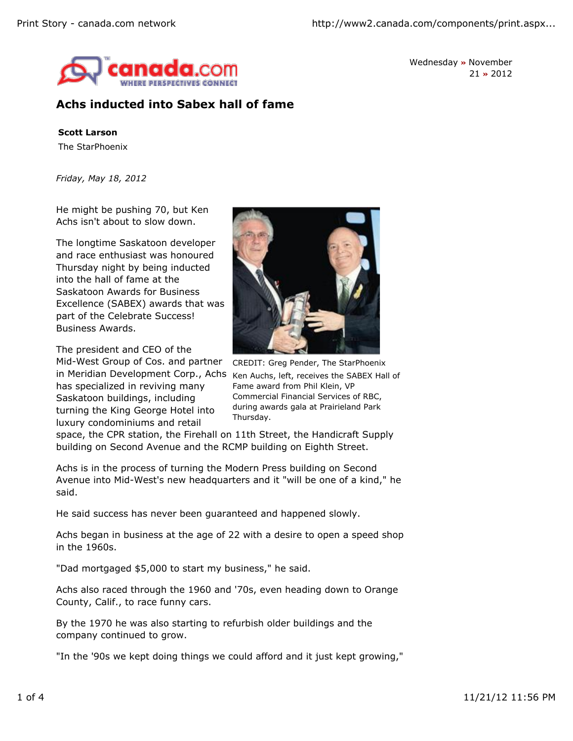canada.com WHERE PERSPECTIVES CONNECT

Wednesday » November 21 » 2012

# Achs inducted into Sabex hall of fame

**Scott Larson**
The StarPhoenix

*Friday, May 18, 2012*

He might be pushing 70, but Ken Achs isn't about to slow down.

The longtime Saskatoon developer and race enthusiast was honoured Thursday night by being inducted into the hall of fame at the Saskatoon Awards for Business Excellence (SABEX) awards that was part of the Celebrate Success! Business Awards.

CREDIT: Greg Pender, The StarPhoenix
Ken Auchs, left, receives the SABEX Hall of Fame award from Phil Klein, VP Commercial Financial Services of RBC, during awards gala at Prairieland Park Thursday.

The president and CEO of the Mid-West Group of Cos. and partner in Meridian Development Corp., Achs has specialized in reviving many Saskatoon buildings, including turning the King George Hotel into luxury condominiums and retail space, the CPR station, the Firehall on 11th Street, the Handicraft Supply building on Second Avenue and the RCMP building on Eighth Street.

Achs is in the process of turning the Modern Press building on Second Avenue into Mid-West's new headquarters and it "will be one of a kind," he said.

He said success has never been guaranteed and happened slowly.

Achs began in business at the age of 22 with a desire to open a speed shop in the 1960s.

"Dad mortgaged $5,000 to start my business," he said.

Achs also raced through the 1960 and '70s, even heading down to Orange County, Calif., to race funny cars.

By the 1970 he was also starting to refurbish older buildings and the company continued to grow.

"In the '90s we kept doing things we could afford and it just kept growing,"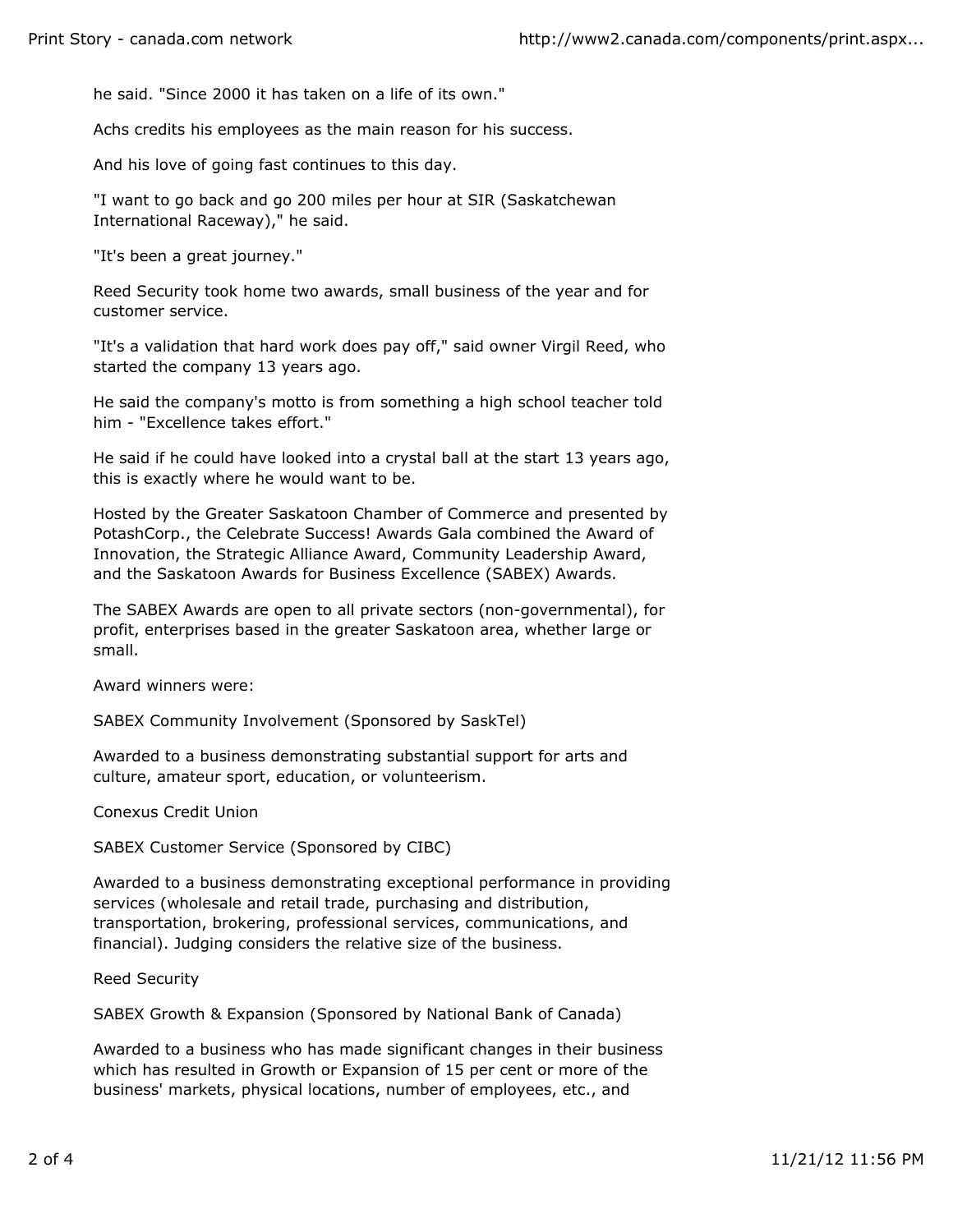he said. "Since 2000 it has taken on a life of its own."

Achs credits his employees as the main reason for his success.

And his love of going fast continues to this day.

"I want to go back and go 200 miles per hour at SIR (Saskatchewan International Raceway)," he said.

"It's been a great journey."

Reed Security took home two awards, small business of the year and for customer service.

"It's a validation that hard work does pay off," said owner Virgil Reed, who started the company 13 years ago.

He said the company's motto is from something a high school teacher told him - "Excellence takes effort."

He said if he could have looked into a crystal ball at the start 13 years ago, this is exactly where he would want to be.

Hosted by the Greater Saskatoon Chamber of Commerce and presented by PotashCorp., the Celebrate Success! Awards Gala combined the Award of Innovation, the Strategic Alliance Award, Community Leadership Award, and the Saskatoon Awards for Business Excellence (SABEX) Awards.

The SABEX Awards are open to all private sectors (non-governmental), for profit, enterprises based in the greater Saskatoon area, whether large or small.

Award winners were:

SABEX Community Involvement (Sponsored by SaskTel)

Awarded to a business demonstrating substantial support for arts and culture, amateur sport, education, or volunteerism.

Conexus Credit Union

SABEX Customer Service (Sponsored by CIBC)

Awarded to a business demonstrating exceptional performance in providing services (wholesale and retail trade, purchasing and distribution, transportation, brokering, professional services, communications, and financial). Judging considers the relative size of the business.

Reed Security

SABEX Growth & Expansion (Sponsored by National Bank of Canada)

Awarded to a business who has made significant changes in their business which has resulted in Growth or Expansion of 15 per cent or more of the business' markets, physical locations, number of employees, etc., and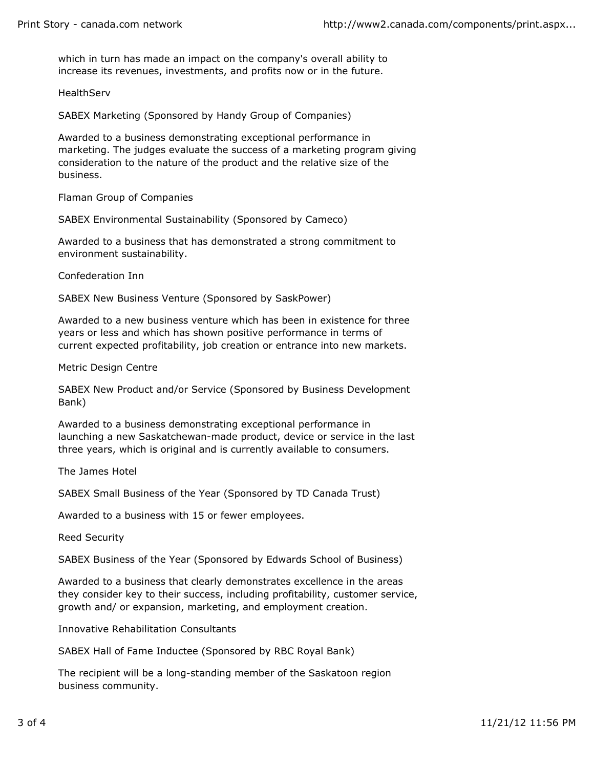which in turn has made an impact on the company's overall ability to increase its revenues, investments, and profits now or in the future.

HealthServ

SABEX Marketing (Sponsored by Handy Group of Companies)

Awarded to a business demonstrating exceptional performance in marketing. The judges evaluate the success of a marketing program giving consideration to the nature of the product and the relative size of the business.

Flaman Group of Companies

SABEX Environmental Sustainability (Sponsored by Cameco)

Awarded to a business that has demonstrated a strong commitment to environment sustainability.

Confederation Inn

SABEX New Business Venture (Sponsored by SaskPower)

Awarded to a new business venture which has been in existence for three years or less and which has shown positive performance in terms of current expected profitability, job creation or entrance into new markets.

Metric Design Centre

SABEX New Product and/or Service (Sponsored by Business Development Bank)

Awarded to a business demonstrating exceptional performance in launching a new Saskatchewan-made product, device or service in the last three years, which is original and is currently available to consumers.

The James Hotel

SABEX Small Business of the Year (Sponsored by TD Canada Trust)

Awarded to a business with 15 or fewer employees.

Reed Security

SABEX Business of the Year (Sponsored by Edwards School of Business)

Awarded to a business that clearly demonstrates excellence in the areas they consider key to their success, including profitability, customer service, growth and/ or expansion, marketing, and employment creation.

Innovative Rehabilitation Consultants

SABEX Hall of Fame Inductee (Sponsored by RBC Royal Bank)

The recipient will be a long-standing member of the Saskatoon region business community.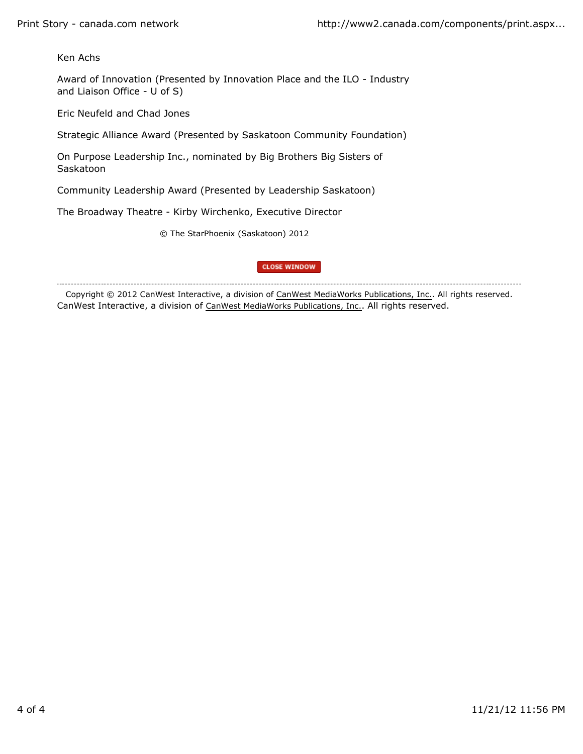Ken Achs

Award of Innovation (Presented by Innovation Place and the ILO - Industry and Liaison Office - U of S)

Eric Neufeld and Chad Jones

Strategic Alliance Award (Presented by Saskatoon Community Foundation)

On Purpose Leadership Inc., nominated by Big Brothers Big Sisters of Saskatoon

Community Leadership Award (Presented by Leadership Saskatoon)

The Broadway Theatre - Kirby Wirchenko, Executive Director

© The StarPhoenix (Saskatoon) 2012

CLOSE WINDOW

Copyright © 2012 CanWest Interactive, a division of CanWest MediaWorks Publications, Inc.. All rights reserved.
CanWest Interactive, a division of CanWest MediaWorks Publications, Inc.. All rights reserved.